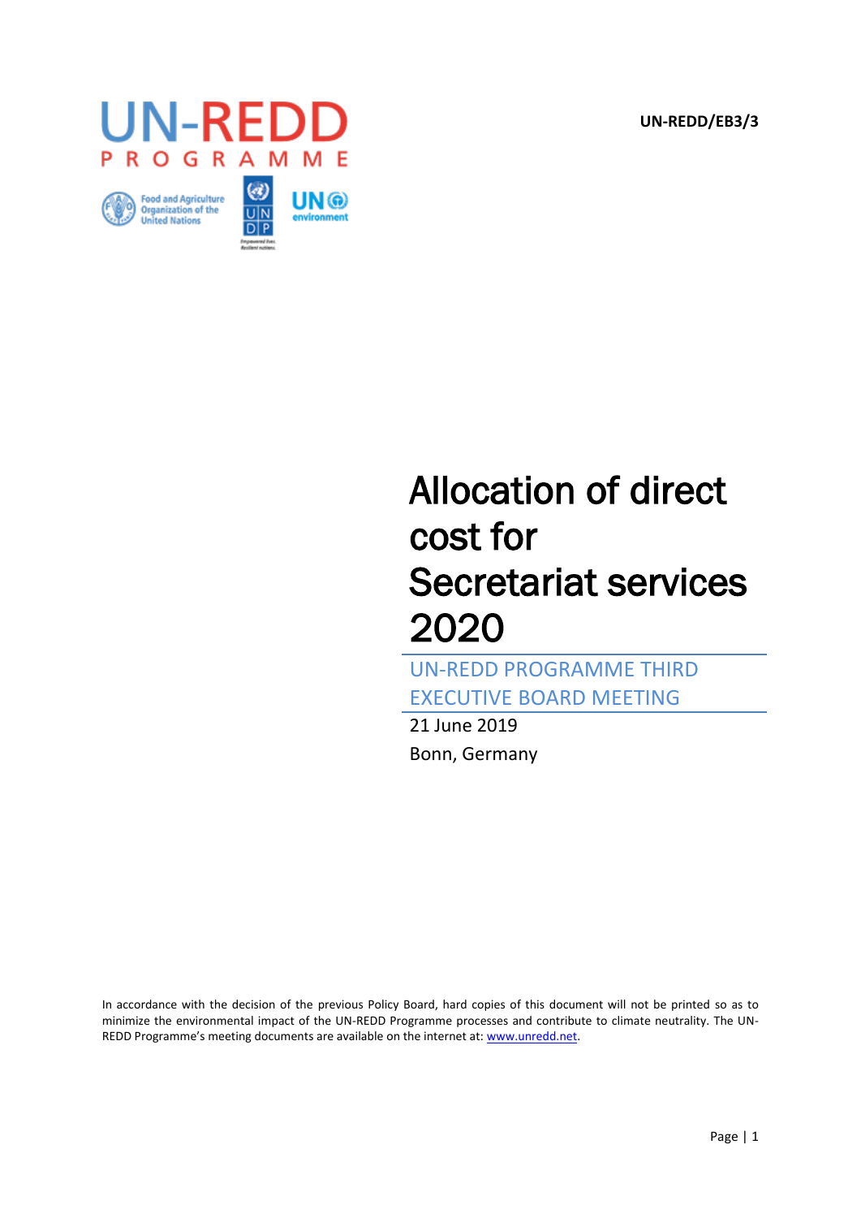UN-REDD/EB3/3

# Allocation of direct cost for Secretariat services 2020

## UN-REDD PROGRAMME THIRD EXECUTIVE BOARD MEETING

21 June 2019

Bonn, Germany

In accordance with the decision of the previous Policy Board, hard copies of this document will not be printed so as to minimize the environmental impact of the UN-REDD Programme processes and contribute to climate neutrality. The UN-REDD Programme's meeting documents are available on the internet at: [www.unredd.net](http://www.unredd.net).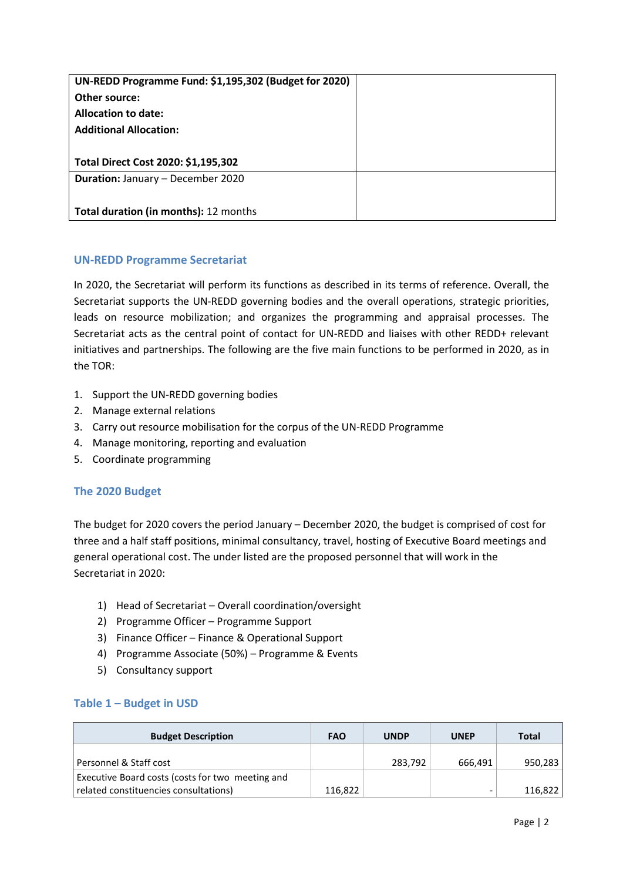| UN-REDD Programme Fund: $1,195,302 (Budget for 2020)<br>Other source:<br>Allocation to date:<br>Additional Allocation:<br><br>Total Direct Cost 2020: $1,195,302 | |
|---|---|
| **Duration:** January – December 2020<br><br>**Total duration (in months):** 12 months | |

## UN-REDD Programme Secretariat

In 2020, the Secretariat will perform its functions as described in its terms of reference. Overall, the Secretariat supports the UN-REDD governing bodies and the overall operations, strategic priorities, leads on resource mobilization; and organizes the programming and appraisal processes. The Secretariat acts as the central point of contact for UN-REDD and liaises with other REDD+ relevant initiatives and partnerships. The following are the five main functions to be performed in 2020, as in the TOR:

1. Support the UN-REDD governing bodies
2. Manage external relations
3. Carry out resource mobilisation for the corpus of the UN-REDD Programme
4. Manage monitoring, reporting and evaluation
5. Coordinate programming

## The 2020 Budget

The budget for 2020 covers the period January – December 2020, the budget is comprised of cost for three and a half staff positions, minimal consultancy, travel, hosting of Executive Board meetings and general operational cost. The under listed are the proposed personnel that will work in the Secretariat in 2020:

1) Head of Secretariat – Overall coordination/oversight
2) Programme Officer – Programme Support
3) Finance Officer – Finance & Operational Support
4) Programme Associate (50%) – Programme & Events
5) Consultancy support

## Table 1 – Budget in USD

| Budget Description | FAO | UNDP | UNEP | Total |
|---|---|---|---|---|
| Personnel & Staff cost | | 283,792 | 666,491 | 950,283 |
| Executive Board costs (costs for two meeting and related constituencies consultations) | 116,822 | | - | 116,822 |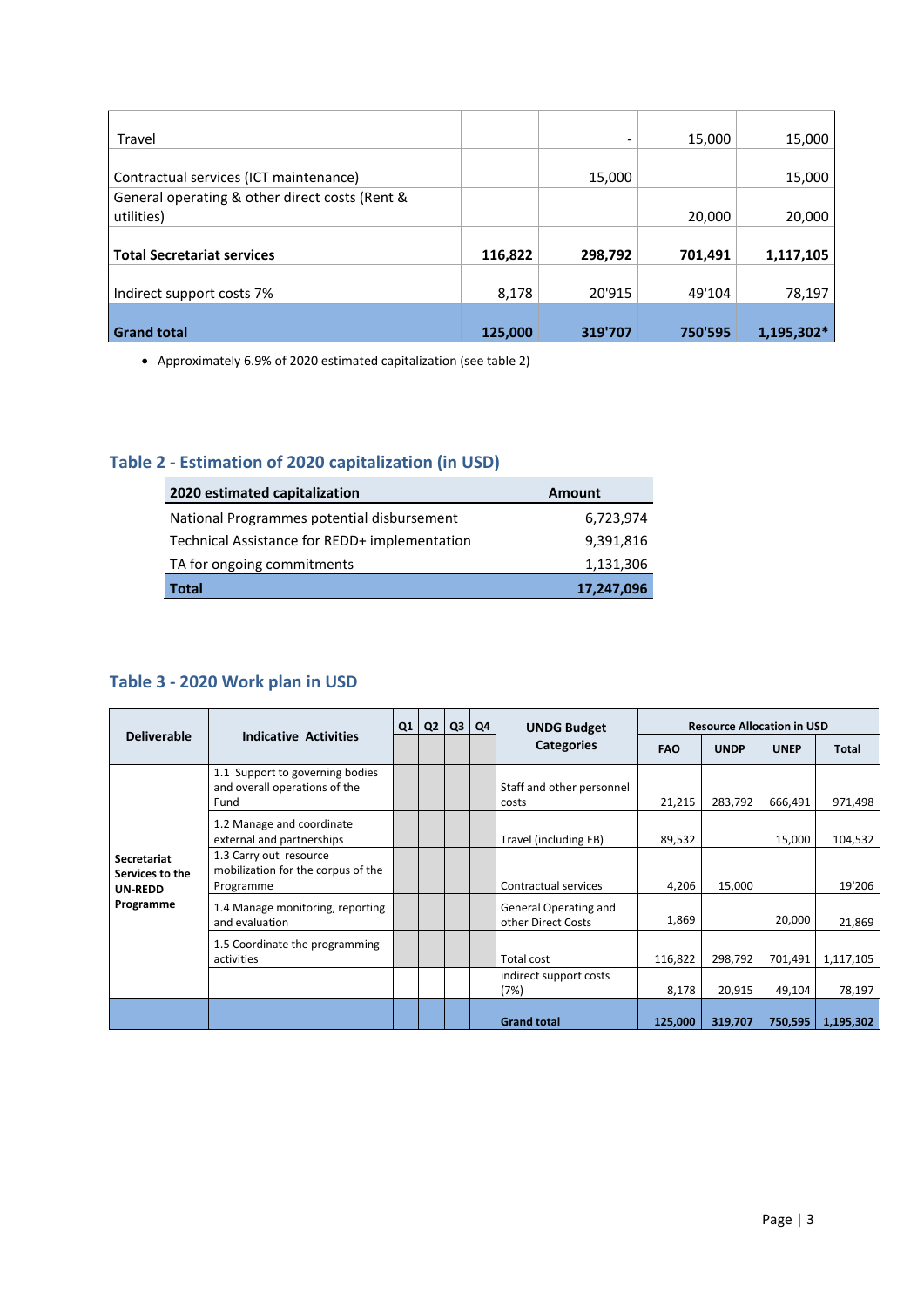| | | | | |
|---|---|---|---|---|
| Travel | | - | 15,000 | 15,000 |
| Contractual services (ICT maintenance) | | 15,000 | | 15,000 |
| General operating & other direct costs (Rent & utilities) | | | 20,000 | 20,000 |
| **Total Secretariat services** | **116,822** | **298,792** | **701,491** | **1,117,105** |
| Indirect support costs 7% | 8,178 | 20'915 | 49'104 | 78,197 |
| **Grand total** | **125,000** | **319'707** | **750'595** | **1,195,302*** |

- Approximately 6.9% of 2020 estimated capitalization (see table 2)

## Table 2 - Estimation of 2020 capitalization (in USD)

| 2020 estimated capitalization | Amount |
|---|---|
| National Programmes potential disbursement | 6,723,974 |
| Technical Assistance for REDD+ implementation | 9,391,816 |
| TA for ongoing commitments | 1,131,306 |
| **Total** | **17,247,096** |

## Table 3 - 2020 Work plan in USD

| Deliverable | Indicative Activities | Q1 | Q2 | Q3 | Q4 | UNDG Budget Categories | Resource Allocation in USD | | | |
|---|---|---|---|---|---|---|---|---|---|---|
| | | | | | | | FAO | UNDP | UNEP | Total |
| **Secretariat Services to the UN-REDD Programme** | 1.1 Support to governing bodies and overall operations of the Fund | | | | | Staff and other personnel costs | 21,215 | 283,792 | 666,491 | 971,498 |
| | 1.2 Manage and coordinate external and partnerships | | | | | Travel (including EB) | 89,532 | | 15,000 | 104,532 |
| | 1.3 Carry out resource mobilization for the corpus of the Programme | | | | | Contractual services | 4,206 | 15,000 | | 19'206 |
| | 1.4 Manage monitoring, reporting and evaluation | | | | | General Operating and other Direct Costs | 1,869 | | 20,000 | 21,869 |
| | 1.5 Coordinate the programming activities | | | | | Total cost | 116,822 | 298,792 | 701,491 | 1,117,105 |
| | | | | | | indirect support costs (7%) | 8,178 | 20,915 | 49,104 | 78,197 |
| | | | | | | **Grand total** | **125,000** | **319,707** | **750,595** | **1,195,302** |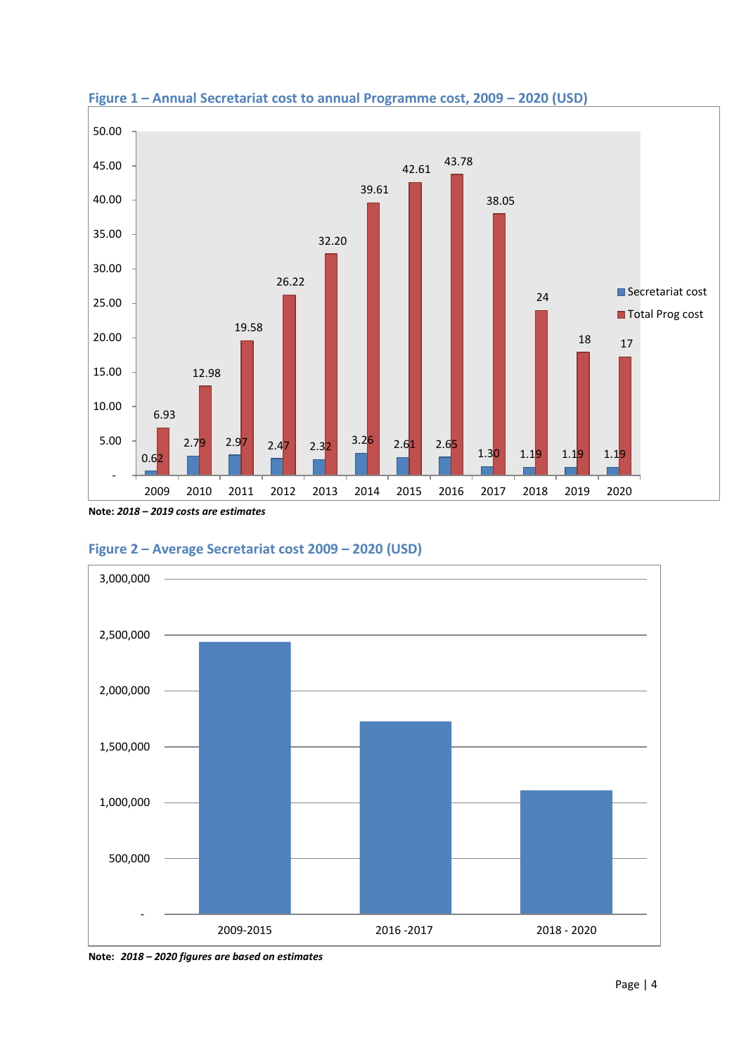### Figure 1 – Annual Secretariat cost to annual Programme cost, 2009 – 2020 (USD)

50.00
45.00
40.00
35.00
30.00
25.00
20.00
15.00
10.00
5.00
-

2009 2010 2011 2012 2013 2014 2015 2016 2017 2018 2019 2020

Secretariat cost: 0.62, 2.79, 2.97, 2.47, 2.32, 3.26, 2.61, 2.65, 1.30, 1.19, 1.19, 1.19

Total Prog cost: 6.93, 12.98, 19.58, 26.22, 32.20, 39.61, 42.61, 43.78, 38.05, 24, 18, 17

**Note:** ***2018 – 2019 costs are estimates***

### Figure 2 – Average Secretariat cost 2009 – 2020 (USD)

3,000,000
2,500,000
2,000,000
1,500,000
1,000,000
500,000
-

2009-2015
2016 -2017
2018 - 2020

**Note:** ***2018 – 2020 figures are based on estimates***